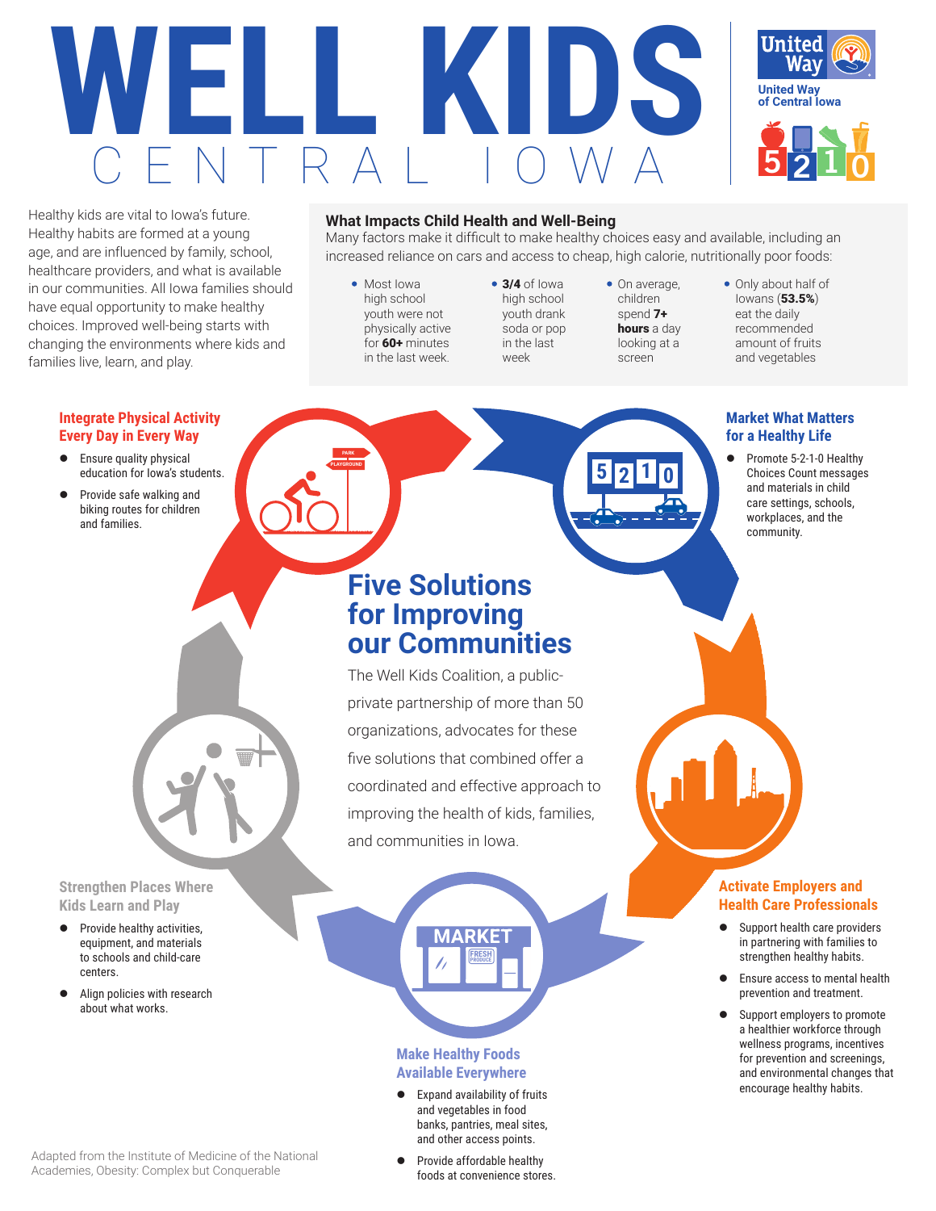# WELL KIDS

CENTRAL IOWA

United Way of Central Iowa

Healthy kids are vital to Iowa's future. Healthy habits are formed at a young age, and are influenced by family, school, healthcare providers, and what is available in our communities. All Iowa families should have equal opportunity to make healthy choices. Improved well-being starts with changing the environments where kids and families live, learn, and play.

## What Impacts Child Health and Well-Being

Many factors make it difficult to make healthy choices easy and available, including an increased reliance on cars and access to cheap, high calorie, nutritionally poor foods:

- Most Iowa high school youth were not physically active for **60+** minutes in the last week.
- **3/4** of Iowa high school youth drank soda or pop in the last week
- On average, children spend **7+ hours** a day looking at a screen
- Only about half of Iowans (**53.5%**) eat the daily recommended amount of fruits and vegetables

## Five Solutions for Improving our Communities

The Well Kids Coalition, a public-private partnership of more than 50 organizations, advocates for these five solutions that combined offer a coordinated and effective approach to improving the health of kids, families, and communities in Iowa.

### Integrate Physical Activity Every Day in Every Way

- Ensure quality physical education for Iowa's students.
- Provide safe walking and biking routes for children and families.

### Market What Matters for a Healthy Life

- Promote 5-2-1-0 Healthy Choices Count messages and materials in child care settings, schools, workplaces, and the community.

### Activate Employers and Health Care Professionals

- Support health care providers in partnering with families to strengthen healthy habits.
- Ensure access to mental health prevention and treatment.
- Support employers to promote a healthier workforce through wellness programs, incentives for prevention and screenings, and environmental changes that encourage healthy habits.

### Make Healthy Foods Available Everywhere

- Expand availability of fruits and vegetables in food banks, pantries, meal sites, and other access points.
- Provide affordable healthy foods at convenience stores.

### Strengthen Places Where Kids Learn and Play

- Provide healthy activities, equipment, and materials to schools and child-care centers.
- Align policies with research about what works.

Adapted from the Institute of Medicine of the National Academies, Obesity: Complex but Conquerable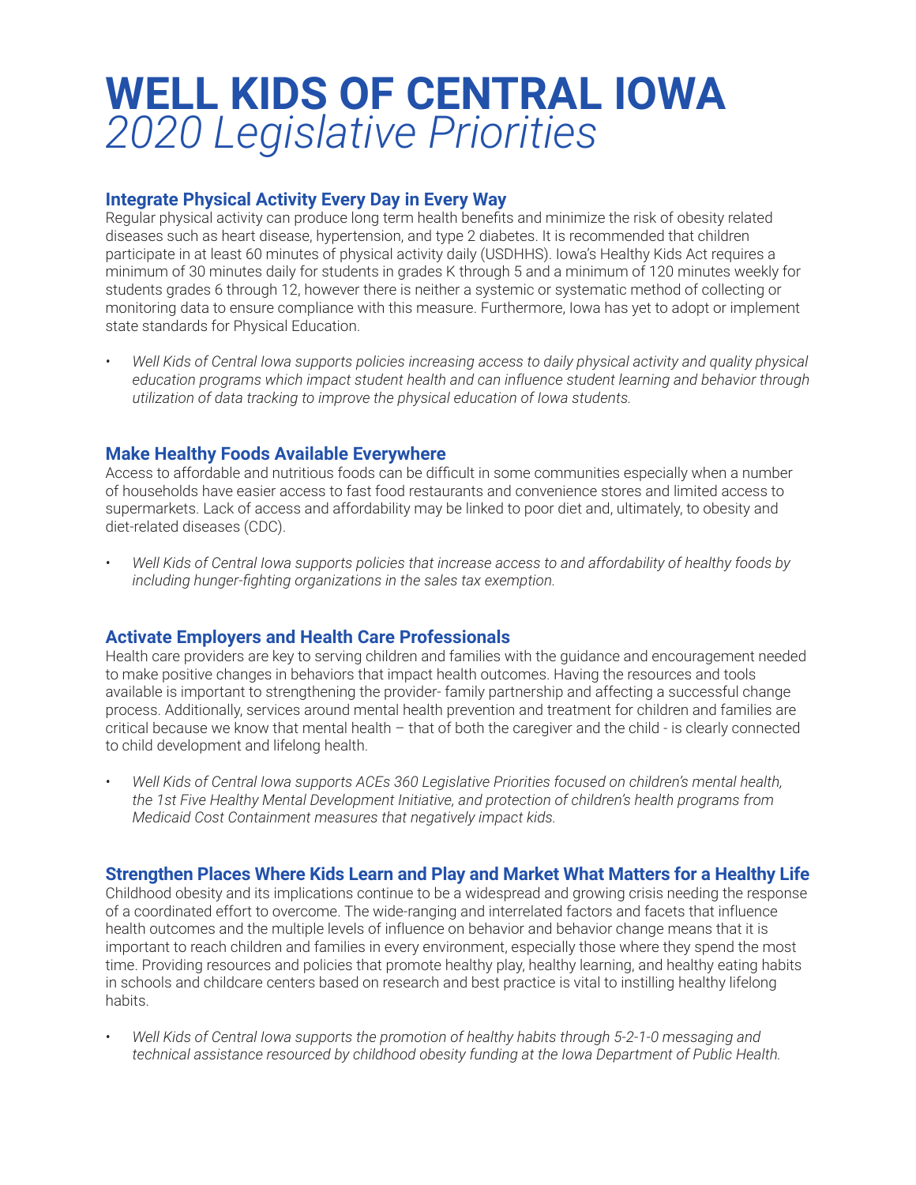# WELL KIDS OF CENTRAL IOWA
*2020 Legislative Priorities*

## Integrate Physical Activity Every Day in Every Way

Regular physical activity can produce long term health benefits and minimize the risk of obesity related diseases such as heart disease, hypertension, and type 2 diabetes. It is recommended that children participate in at least 60 minutes of physical activity daily (USDHHS). Iowa's Healthy Kids Act requires a minimum of 30 minutes daily for students in grades K through 5 and a minimum of 120 minutes weekly for students grades 6 through 12, however there is neither a systemic or systematic method of collecting or monitoring data to ensure compliance with this measure. Furthermore, Iowa has yet to adopt or implement state standards for Physical Education.

- *Well Kids of Central Iowa supports policies increasing access to daily physical activity and quality physical education programs which impact student health and can influence student learning and behavior through utilization of data tracking to improve the physical education of Iowa students.*

## Make Healthy Foods Available Everywhere

Access to affordable and nutritious foods can be difficult in some communities especially when a number of households have easier access to fast food restaurants and convenience stores and limited access to supermarkets. Lack of access and affordability may be linked to poor diet and, ultimately, to obesity and diet-related diseases (CDC).

- *Well Kids of Central Iowa supports policies that increase access to and affordability of healthy foods by including hunger-fighting organizations in the sales tax exemption.*

## Activate Employers and Health Care Professionals

Health care providers are key to serving children and families with the guidance and encouragement needed to make positive changes in behaviors that impact health outcomes. Having the resources and tools available is important to strengthening the provider- family partnership and affecting a successful change process. Additionally, services around mental health prevention and treatment for children and families are critical because we know that mental health – that of both the caregiver and the child - is clearly connected to child development and lifelong health.

- *Well Kids of Central Iowa supports ACEs 360 Legislative Priorities focused on children's mental health, the 1st Five Healthy Mental Development Initiative, and protection of children's health programs from Medicaid Cost Containment measures that negatively impact kids.*

## Strengthen Places Where Kids Learn and Play and Market What Matters for a Healthy Life

Childhood obesity and its implications continue to be a widespread and growing crisis needing the response of a coordinated effort to overcome. The wide-ranging and interrelated factors and facets that influence health outcomes and the multiple levels of influence on behavior and behavior change means that it is important to reach children and families in every environment, especially those where they spend the most time. Providing resources and policies that promote healthy play, healthy learning, and healthy eating habits in schools and childcare centers based on research and best practice is vital to instilling healthy lifelong habits.

- *Well Kids of Central Iowa supports the promotion of healthy habits through 5-2-1-0 messaging and technical assistance resourced by childhood obesity funding at the Iowa Department of Public Health.*